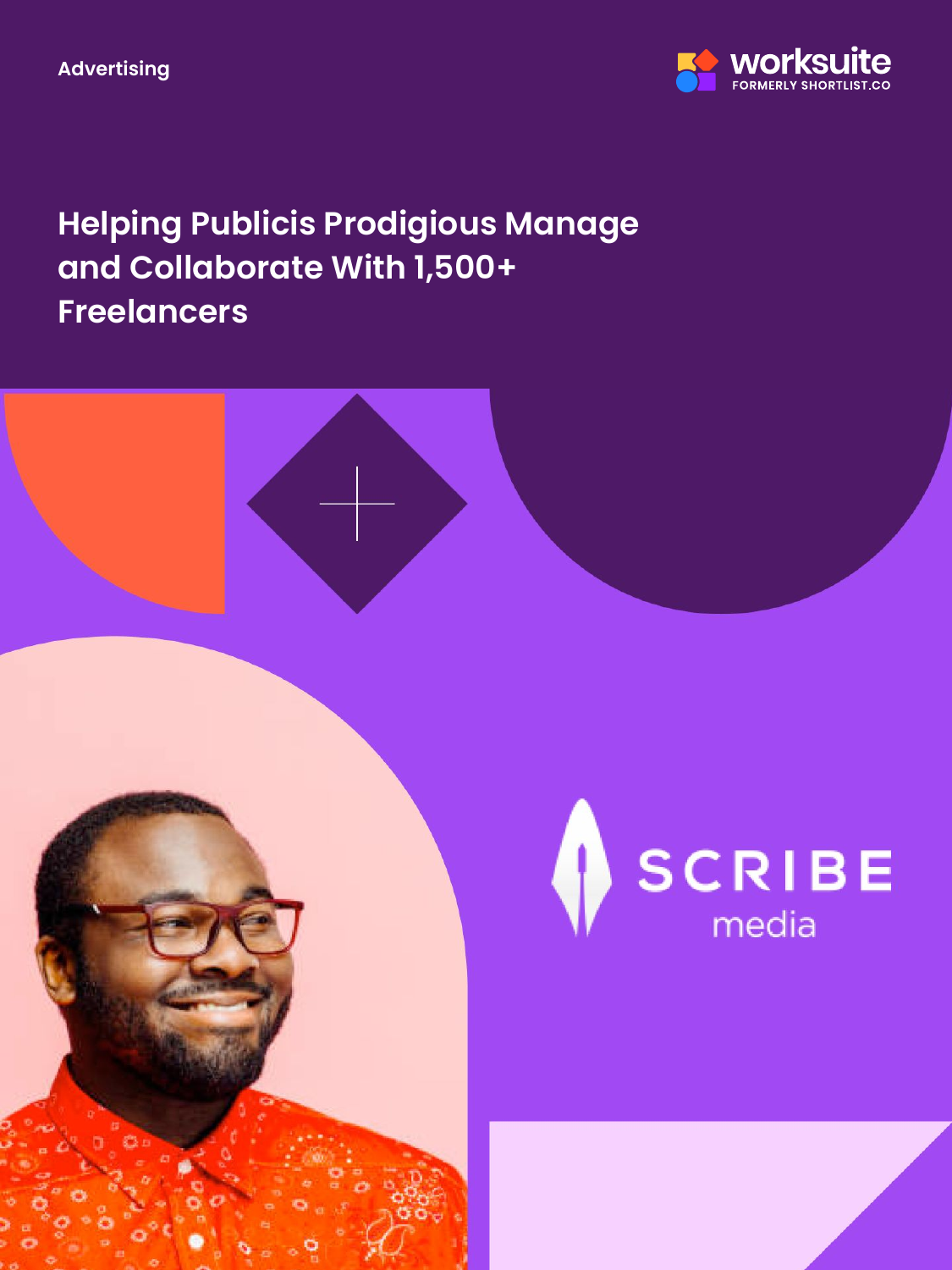Advertising

worksuite
FORMERLY SHORTLIST.CO

# Helping Publicis Prodigious Manage and Collaborate With 1,500+ Freelancers

SCRIBE
media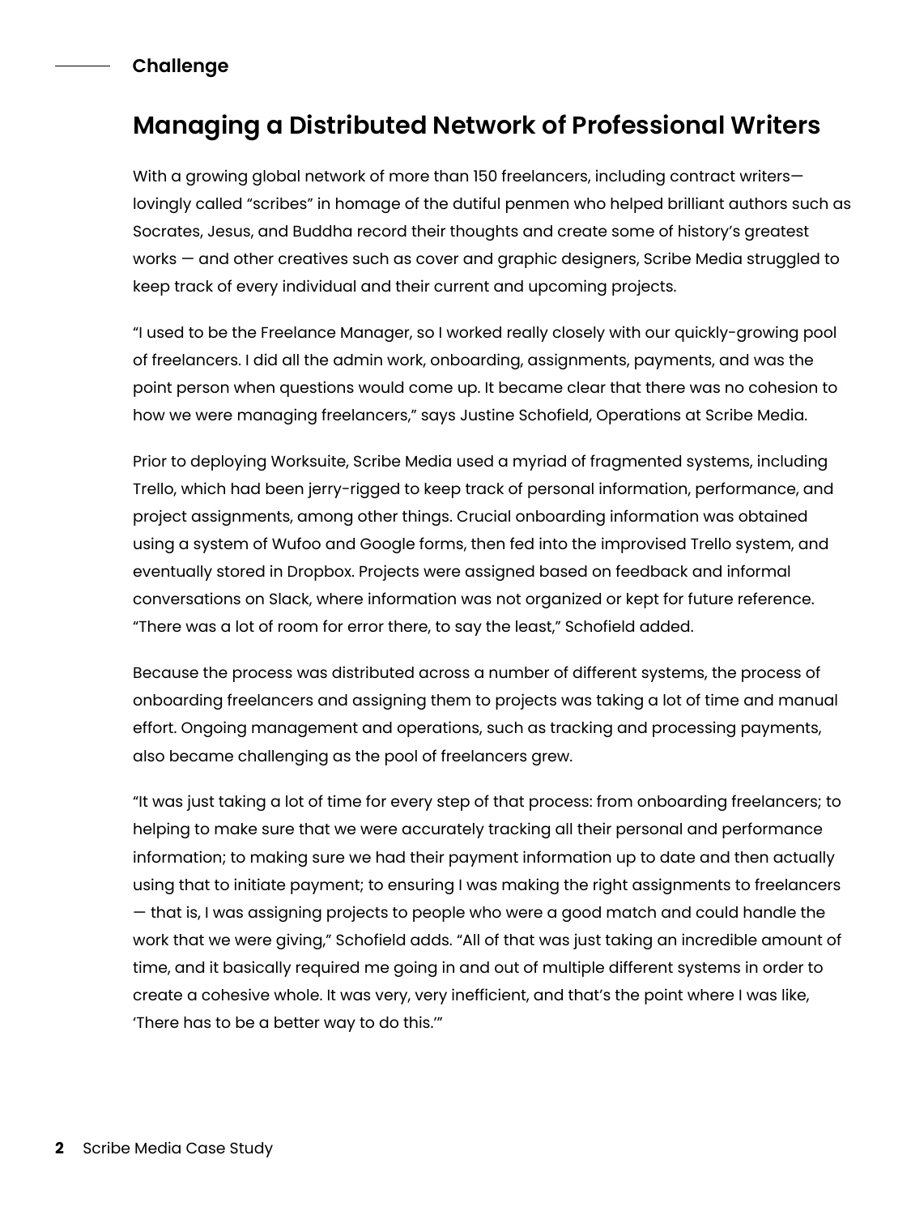## Challenge

# Managing a Distributed Network of Professional Writers

With a growing global network of more than 150 freelancers, including contract writers—lovingly called "scribes" in homage of the dutiful penmen who helped brilliant authors such as Socrates, Jesus, and Buddha record their thoughts and create some of history's greatest works — and other creatives such as cover and graphic designers, Scribe Media struggled to keep track of every individual and their current and upcoming projects.

"I used to be the Freelance Manager, so I worked really closely with our quickly-growing pool of freelancers. I did all the admin work, onboarding, assignments, payments, and was the point person when questions would come up. It became clear that there was no cohesion to how we were managing freelancers," says Justine Schofield, Operations at Scribe Media.

Prior to deploying Worksuite, Scribe Media used a myriad of fragmented systems, including Trello, which had been jerry-rigged to keep track of personal information, performance, and project assignments, among other things. Crucial onboarding information was obtained using a system of Wufoo and Google forms, then fed into the improvised Trello system, and eventually stored in Dropbox. Projects were assigned based on feedback and informal conversations on Slack, where information was not organized or kept for future reference. "There was a lot of room for error there, to say the least," Schofield added.

Because the process was distributed across a number of different systems, the process of onboarding freelancers and assigning them to projects was taking a lot of time and manual effort. Ongoing management and operations, such as tracking and processing payments, also became challenging as the pool of freelancers grew.

"It was just taking a lot of time for every step of that process: from onboarding freelancers; to helping to make sure that we were accurately tracking all their personal and performance information; to making sure we had their payment information up to date and then actually using that to initiate payment; to ensuring I was making the right assignments to freelancers — that is, I was assigning projects to people who were a good match and could handle the work that we were giving," Schofield adds. "All of that was just taking an incredible amount of time, and it basically required me going in and out of multiple different systems in order to create a cohesive whole. It was very, very inefficient, and that's the point where I was like, 'There has to be a better way to do this.'"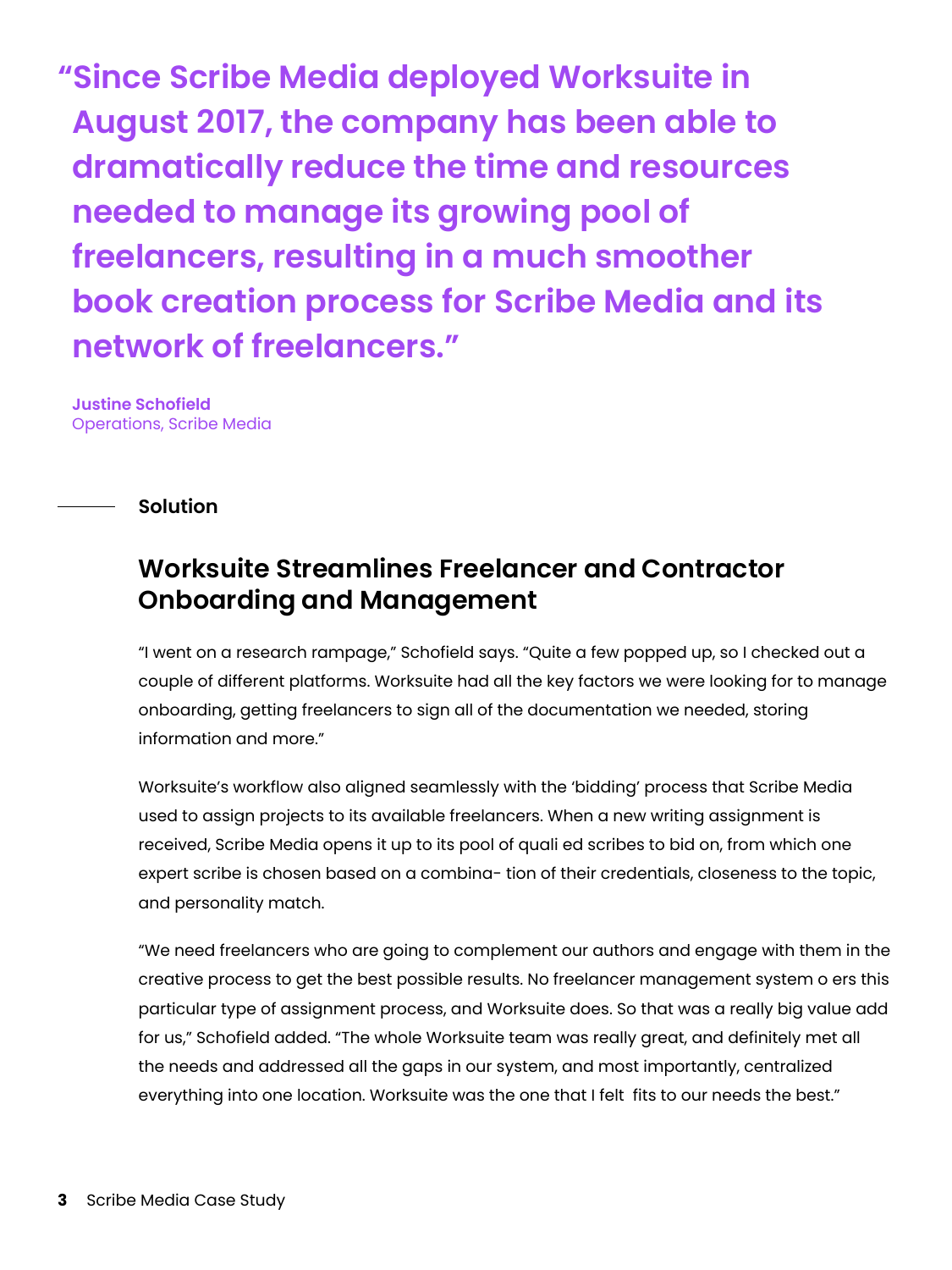> **"Since Scribe Media deployed Worksuite in August 2017, the company has been able to dramatically reduce the time and resources needed to manage its growing pool of freelancers, resulting in a much smoother book creation process for Scribe Media and its network of freelancers."**
>
> **Justine Schofield**
> Operations, Scribe Media

### Solution

## Worksuite Streamlines Freelancer and Contractor Onboarding and Management

"I went on a research rampage," Schofield says. "Quite a few popped up, so I checked out a couple of different platforms. Worksuite had all the key factors we were looking for to manage onboarding, getting freelancers to sign all of the documentation we needed, storing information and more."

Worksuite's workflow also aligned seamlessly with the 'bidding' process that Scribe Media used to assign projects to its available freelancers. When a new writing assignment is received, Scribe Media opens it up to its pool of quali ed scribes to bid on, from which one expert scribe is chosen based on a combina- tion of their credentials, closeness to the topic, and personality match.

"We need freelancers who are going to complement our authors and engage with them in the creative process to get the best possible results. No freelancer management system o ers this particular type of assignment process, and Worksuite does. So that was a really big value add for us," Schofield added. "The whole Worksuite team was really great, and definitely met all the needs and addressed all the gaps in our system, and most importantly, centralized everything into one location. Worksuite was the one that I felt  fits to our needs the best."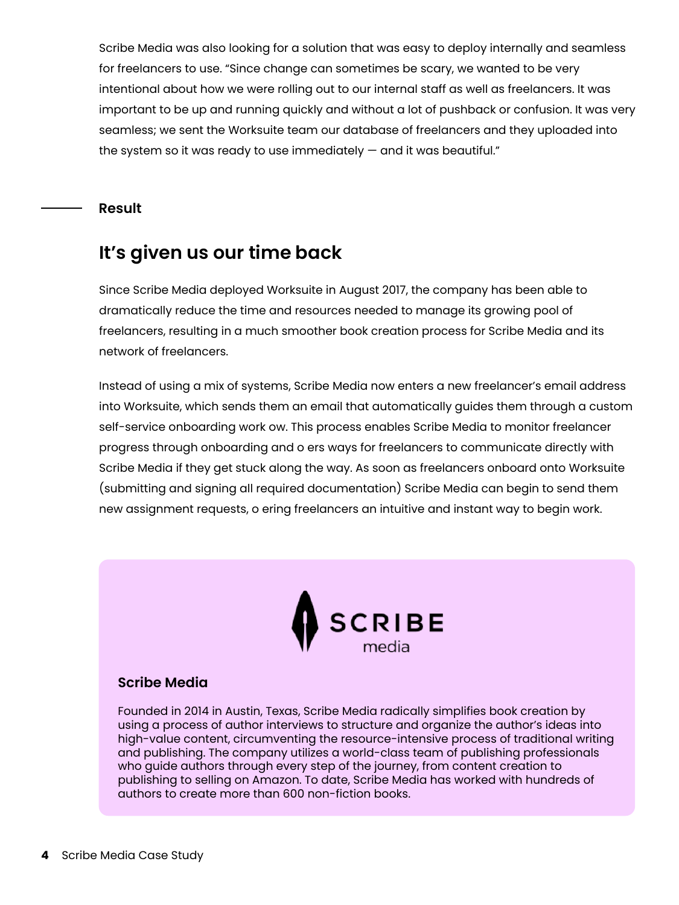Scribe Media was also looking for a solution that was easy to deploy internally and seamless for freelancers to use. "Since change can sometimes be scary, we wanted to be very intentional about how we were rolling out to our internal staff as well as freelancers. It was important to be up and running quickly and without a lot of pushback or confusion. It was very seamless; we sent the Worksuite team our database of freelancers and they uploaded into the system so it was ready to use immediately — and it was beautiful."

**Result**

## It's given us our time back

Since Scribe Media deployed Worksuite in August 2017, the company has been able to dramatically reduce the time and resources needed to manage its growing pool of freelancers, resulting in a much smoother book creation process for Scribe Media and its network of freelancers.

Instead of using a mix of systems, Scribe Media now enters a new freelancer's email address into Worksuite, which sends them an email that automatically guides them through a custom self-service onboarding work ow. This process enables Scribe Media to monitor freelancer progress through onboarding and o ers ways for freelancers to communicate directly with Scribe Media if they get stuck along the way. As soon as freelancers onboard onto Worksuite (submitting and signing all required documentation) Scribe Media can begin to send them new assignment requests, o ering freelancers an intuitive and instant way to begin work.

SCRIBE media

**Scribe Media**

Founded in 2014 in Austin, Texas, Scribe Media radically simplifies book creation by using a process of author interviews to structure and organize the author's ideas into high-value content, circumventing the resource-intensive process of traditional writing and publishing. The company utilizes a world-class team of publishing professionals who guide authors through every step of the journey, from content creation to publishing to selling on Amazon. To date, Scribe Media has worked with hundreds of authors to create more than 600 non-fiction books.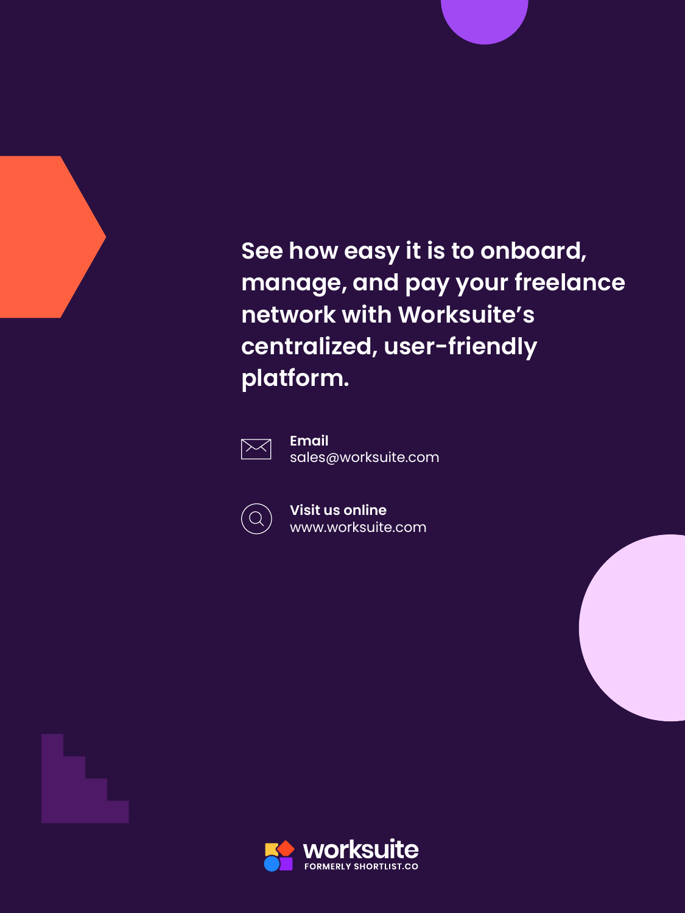**See how easy it is to onboard, manage, and pay your freelance network with Worksuite's centralized, user-friendly platform.**

**Email**
sales@worksuite.com

**Visit us online**
www.worksuite.com

worksuite
FORMERLY SHORTLIST.CO